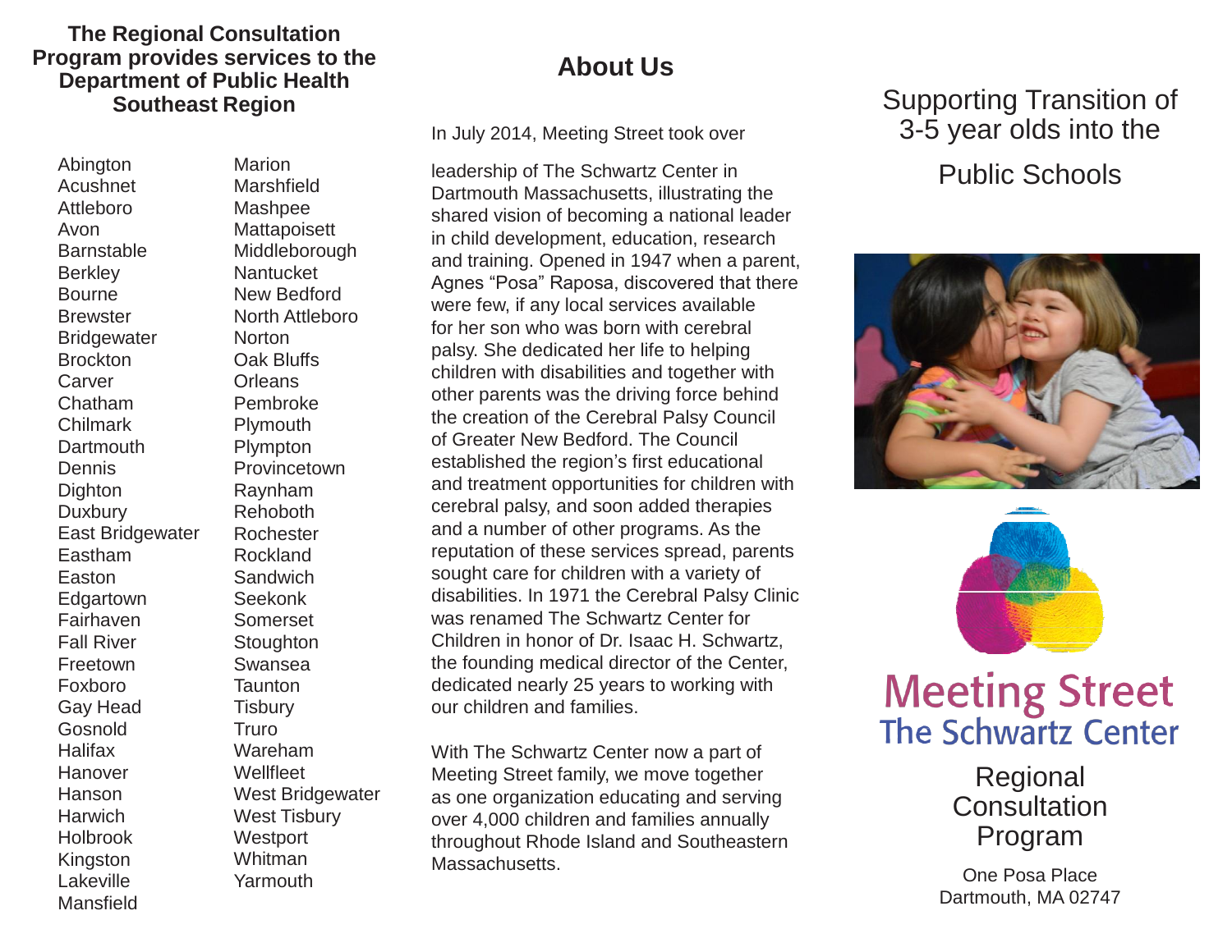**The Regional Consultation Program provides services to the Department of Public Health Southeast Region**

- Abington
- Acushnet
- Attleboro
- Avon
- Barnstable
- Berkley
- Bourne
- Brewster
- Bridgewater
- Brockton
- Carver
- Chatham
- Chilmark
- Dartmouth
- Dennis
- Dighton
- Duxbury
- East Bridgewater
- Eastham
- Easton
- Edgartown
- Fairhaven
- Fall River
- Freetown
- Foxboro
- Gay Head
- Gosnold
- Halifax
- Hanover
- Hanson
- Harwich
- Holbrook
- Kingston
- Lakeville
- Mansfield
- Marion
- Marshfield
- Mashpee
- Mattapoisett
- Middleborough
- Nantucket
- New Bedford
- North Attleboro
- Norton
- Oak Bluffs
- Orleans
- Pembroke
- Plymouth
- Plympton
- Provincetown
- Raynham
- Rehoboth
- Rochester
- Rockland
- Sandwich
- Seekonk
- Somerset
- Stoughton
- Swansea
- Taunton
- Tisbury
- Truro
- Wareham
- Wellfleet
- West Bridgewater
- West Tisbury
- Westport
- Whitman
- Yarmouth

## About Us

In July 2014, Meeting Street took over leadership of The Schwartz Center in Dartmouth Massachusetts, illustrating the shared vision of becoming a national leader in child development, education, research and training. Opened in 1947 when a parent, Agnes "Posa" Raposa, discovered that there were few, if any local services available for her son who was born with cerebral palsy. She dedicated her life to helping children with disabilities and together with other parents was the driving force behind the creation of the Cerebral Palsy Council of Greater New Bedford. The Council established the region's first educational and treatment opportunities for children with cerebral palsy, and soon added therapies and a number of other programs. As the reputation of these services spread, parents sought care for children with a variety of disabilities. In 1971 the Cerebral Palsy Clinic was renamed The Schwartz Center for Children in honor of Dr. Isaac H. Schwartz, the founding medical director of the Center, dedicated nearly 25 years to working with our children and families.

With The Schwartz Center now a part of Meeting Street family, we move together as one organization educating and serving over 4,000 children and families annually throughout Rhode Island and Southeastern Massachusetts.

# Supporting Transition of 3-5 year olds into the Public Schools

**Meeting Street**
**The Schwartz Center**

## Regional Consultation Program

One Posa Place
Dartmouth, MA 02747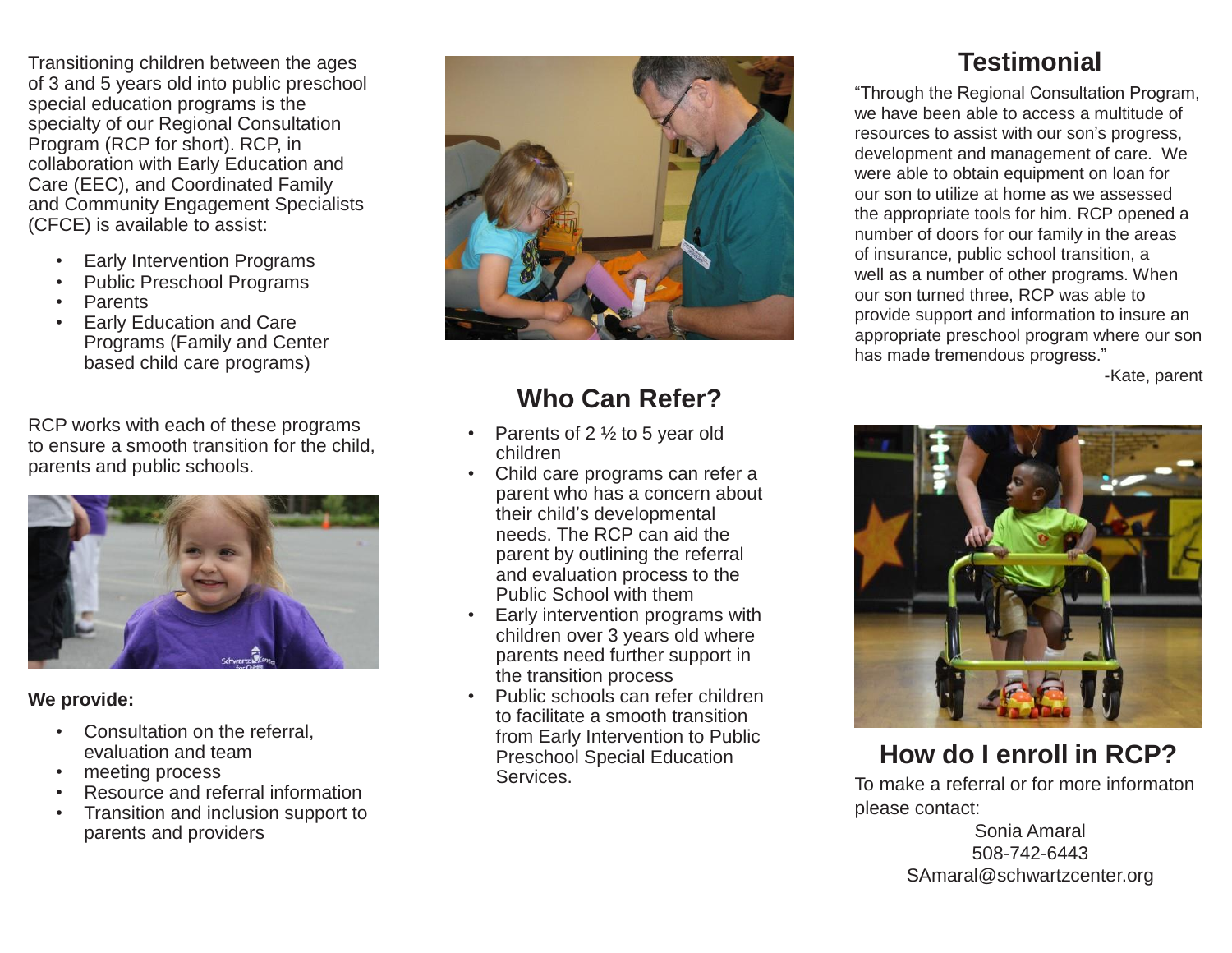Transitioning children between the ages of 3 and 5 years old into public preschool special education programs is the specialty of our Regional Consultation Program (RCP for short). RCP, in collaboration with Early Education and Care (EEC), and Coordinated Family and Community Engagement Specialists (CFCE) is available to assist:

- Early Intervention Programs
- Public Preschool Programs
- Parents
- Early Education and Care Programs (Family and Center based child care programs)

RCP works with each of these programs to ensure a smooth transition for the child, parents and public schools.

**We provide:**

- Consultation on the referral, evaluation and team
- meeting process
- Resource and referral information
- Transition and inclusion support to parents and providers

## Who Can Refer?

- Parents of 2 ½ to 5 year old children
- Child care programs can refer a parent who has a concern about their child's developmental needs. The RCP can aid the parent by outlining the referral and evaluation process to the Public School with them
- Early intervention programs with children over 3 years old where parents need further support in the transition process
- Public schools can refer children to facilitate a smooth transition from Early Intervention to Public Preschool Special Education Services.

## Testimonial

"Through the Regional Consultation Program, we have been able to access a multitude of resources to assist with our son's progress, development and management of care. We were able to obtain equipment on loan for our son to utilize at home as we assessed the appropriate tools for him. RCP opened a number of doors for our family in the areas of insurance, public school transition, a well as a number of other programs. When our son turned three, RCP was able to provide support and information to insure an appropriate preschool program where our son has made tremendous progress."

-Kate, parent

## How do I enroll in RCP?

To make a referral or for more informaton please contact:

Sonia Amaral
508-742-6443
SAmaral@schwartzcenter.org